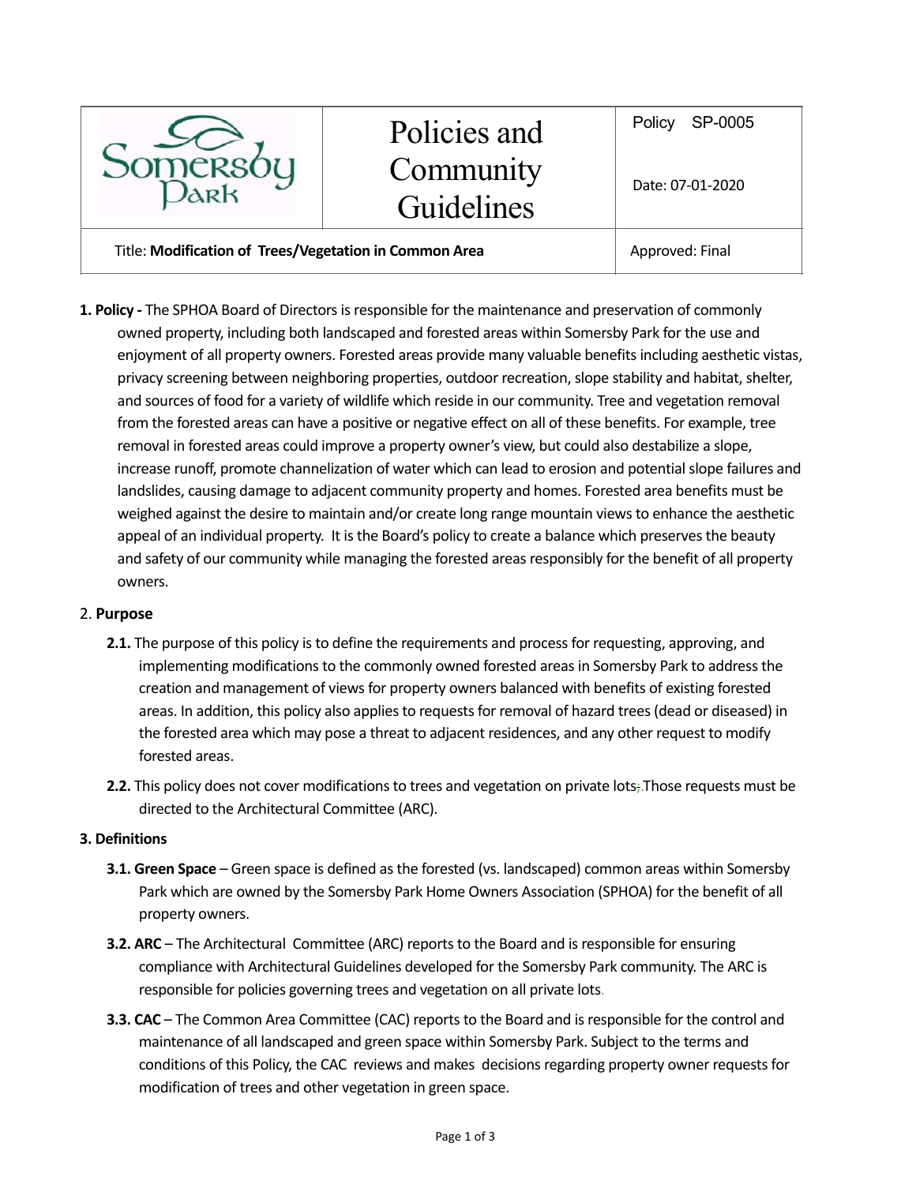| Somersby Park | Policies and Community Guidelines | Policy SP-0005<br><br>Date: 07-01-2020 |
|---|---|---|
| Title: **Modification of Trees/Vegetation in Common Area** | | Approved: Final |

**1. Policy -** The SPHOA Board of Directors is responsible for the maintenance and preservation of commonly owned property, including both landscaped and forested areas within Somersby Park for the use and enjoyment of all property owners. Forested areas provide many valuable benefits including aesthetic vistas, privacy screening between neighboring properties, outdoor recreation, slope stability and habitat, shelter, and sources of food for a variety of wildlife which reside in our community. Tree and vegetation removal from the forested areas can have a positive or negative effect on all of these benefits. For example, tree removal in forested areas could improve a property owner's view, but could also destabilize a slope, increase runoff, promote channelization of water which can lead to erosion and potential slope failures and landslides, causing damage to adjacent community property and homes. Forested area benefits must be weighed against the desire to maintain and/or create long range mountain views to enhance the aesthetic appeal of an individual property. It is the Board's policy to create a balance which preserves the beauty and safety of our community while managing the forested areas responsibly for the benefit of all property owners.

2. **Purpose**

**2.1.** The purpose of this policy is to define the requirements and process for requesting, approving, and implementing modifications to the commonly owned forested areas in Somersby Park to address the creation and management of views for property owners balanced with benefits of existing forested areas. In addition, this policy also applies to requests for removal of hazard trees (dead or diseased) in the forested area which may pose a threat to adjacent residences, and any other request to modify forested areas.

**2.2.** This policy does not cover modifications to trees and vegetation on private lots. Those requests must be directed to the Architectural Committee (ARC).

**3. Definitions**

**3.1. Green Space** – Green space is defined as the forested (vs. landscaped) common areas within Somersby Park which are owned by the Somersby Park Home Owners Association (SPHOA) for the benefit of all property owners.

**3.2. ARC** – The Architectural Committee (ARC) reports to the Board and is responsible for ensuring compliance with Architectural Guidelines developed for the Somersby Park community. The ARC is responsible for policies governing trees and vegetation on all private lots.

**3.3. CAC** – The Common Area Committee (CAC) reports to the Board and is responsible for the control and maintenance of all landscaped and green space within Somersby Park. Subject to the terms and conditions of this Policy, the CAC reviews and makes decisions regarding property owner requests for modification of trees and other vegetation in green space.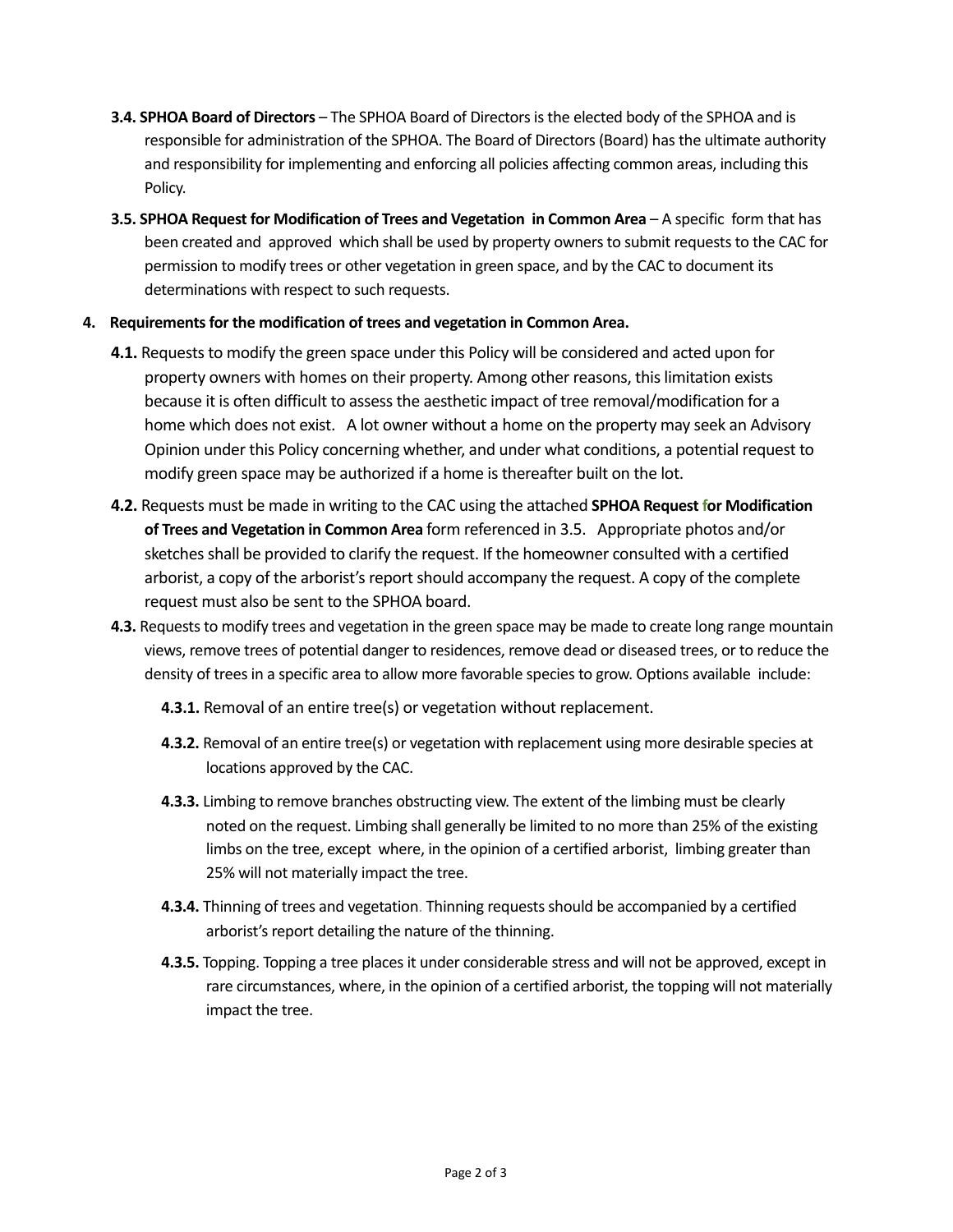**3.4. SPHOA Board of Directors** – The SPHOA Board of Directors is the elected body of the SPHOA and is responsible for administration of the SPHOA. The Board of Directors (Board) has the ultimate authority and responsibility for implementing and enforcing all policies affecting common areas, including this Policy.

**3.5. SPHOA Request for Modification of Trees and Vegetation in Common Area** – A specific form that has been created and approved which shall be used by property owners to submit requests to the CAC for permission to modify trees or other vegetation in green space, and by the CAC to document its determinations with respect to such requests.

## 4. Requirements for the modification of trees and vegetation in Common Area.

**4.1.** Requests to modify the green space under this Policy will be considered and acted upon for property owners with homes on their property. Among other reasons, this limitation exists because it is often difficult to assess the aesthetic impact of tree removal/modification for a home which does not exist. A lot owner without a home on the property may seek an Advisory Opinion under this Policy concerning whether, and under what conditions, a potential request to modify green space may be authorized if a home is thereafter built on the lot.

**4.2.** Requests must be made in writing to the CAC using the attached **SPHOA Request for Modification of Trees and Vegetation in Common Area** form referenced in 3.5. Appropriate photos and/or sketches shall be provided to clarify the request. If the homeowner consulted with a certified arborist, a copy of the arborist's report should accompany the request. A copy of the complete request must also be sent to the SPHOA board.

**4.3.** Requests to modify trees and vegetation in the green space may be made to create long range mountain views, remove trees of potential danger to residences, remove dead or diseased trees, or to reduce the density of trees in a specific area to allow more favorable species to grow. Options available include:

**4.3.1.** Removal of an entire tree(s) or vegetation without replacement.

**4.3.2.** Removal of an entire tree(s) or vegetation with replacement using more desirable species at locations approved by the CAC.

**4.3.3.** Limbing to remove branches obstructing view. The extent of the limbing must be clearly noted on the request. Limbing shall generally be limited to no more than 25% of the existing limbs on the tree, except where, in the opinion of a certified arborist, limbing greater than 25% will not materially impact the tree.

**4.3.4.** Thinning of trees and vegetation. Thinning requests should be accompanied by a certified arborist's report detailing the nature of the thinning.

**4.3.5.** Topping. Topping a tree places it under considerable stress and will not be approved, except in rare circumstances, where, in the opinion of a certified arborist, the topping will not materially impact the tree.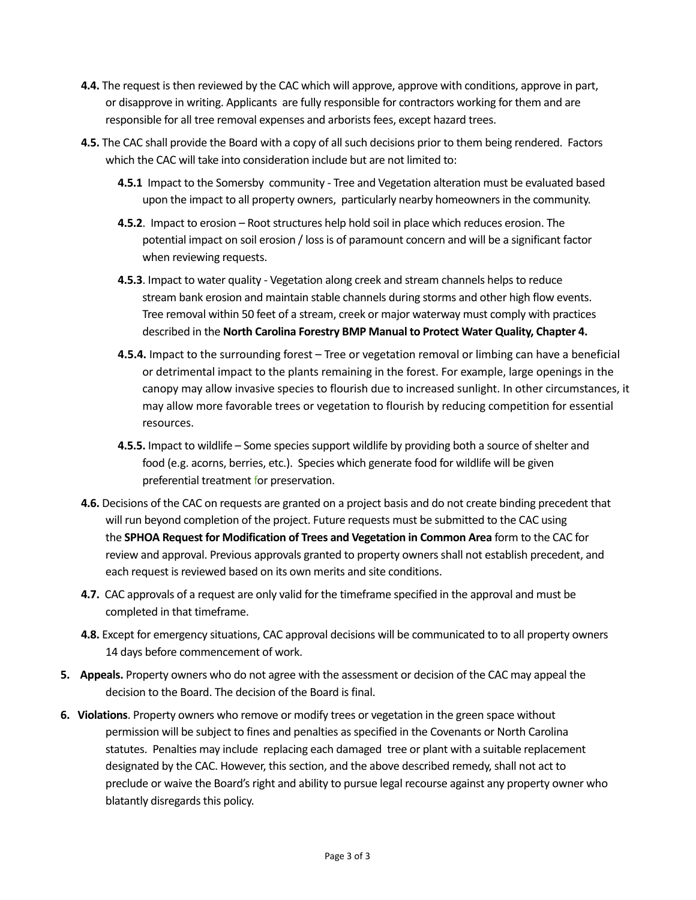**4.4.** The request is then reviewed by the CAC which will approve, approve with conditions, approve in part, or disapprove in writing. Applicants are fully responsible for contractors working for them and are responsible for all tree removal expenses and arborists fees, except hazard trees.

**4.5.** The CAC shall provide the Board with a copy of all such decisions prior to them being rendered. Factors which the CAC will take into consideration include but are not limited to:

**4.5.1** Impact to the Somersby community - Tree and Vegetation alteration must be evaluated based upon the impact to all property owners, particularly nearby homeowners in the community.

**4.5.2**. Impact to erosion – Root structures help hold soil in place which reduces erosion. The potential impact on soil erosion / loss is of paramount concern and will be a significant factor when reviewing requests.

**4.5.3**. Impact to water quality - Vegetation along creek and stream channels helps to reduce stream bank erosion and maintain stable channels during storms and other high flow events. Tree removal within 50 feet of a stream, creek or major waterway must comply with practices described in the **North Carolina Forestry BMP Manual to Protect Water Quality, Chapter 4.**

**4.5.4.** Impact to the surrounding forest – Tree or vegetation removal or limbing can have a beneficial or detrimental impact to the plants remaining in the forest. For example, large openings in the canopy may allow invasive species to flourish due to increased sunlight. In other circumstances, it may allow more favorable trees or vegetation to flourish by reducing competition for essential resources.

**4.5.5.** Impact to wildlife – Some species support wildlife by providing both a source of shelter and food (e.g. acorns, berries, etc.). Species which generate food for wildlife will be given preferential treatment for preservation.

**4.6.** Decisions of the CAC on requests are granted on a project basis and do not create binding precedent that will run beyond completion of the project. Future requests must be submitted to the CAC using the **SPHOA Request for Modification of Trees and Vegetation in Common Area** form to the CAC for review and approval. Previous approvals granted to property owners shall not establish precedent, and each request is reviewed based on its own merits and site conditions.

**4.7.** CAC approvals of a request are only valid for the timeframe specified in the approval and must be completed in that timeframe.

**4.8.** Except for emergency situations, CAC approval decisions will be communicated to to all property owners 14 days before commencement of work.

5. **Appeals.** Property owners who do not agree with the assessment or decision of the CAC may appeal the decision to the Board. The decision of the Board is final.

6. **Violations**. Property owners who remove or modify trees or vegetation in the green space without permission will be subject to fines and penalties as specified in the Covenants or North Carolina statutes. Penalties may include replacing each damaged tree or plant with a suitable replacement designated by the CAC. However, this section, and the above described remedy, shall not act to preclude or waive the Board's right and ability to pursue legal recourse against any property owner who blatantly disregards this policy.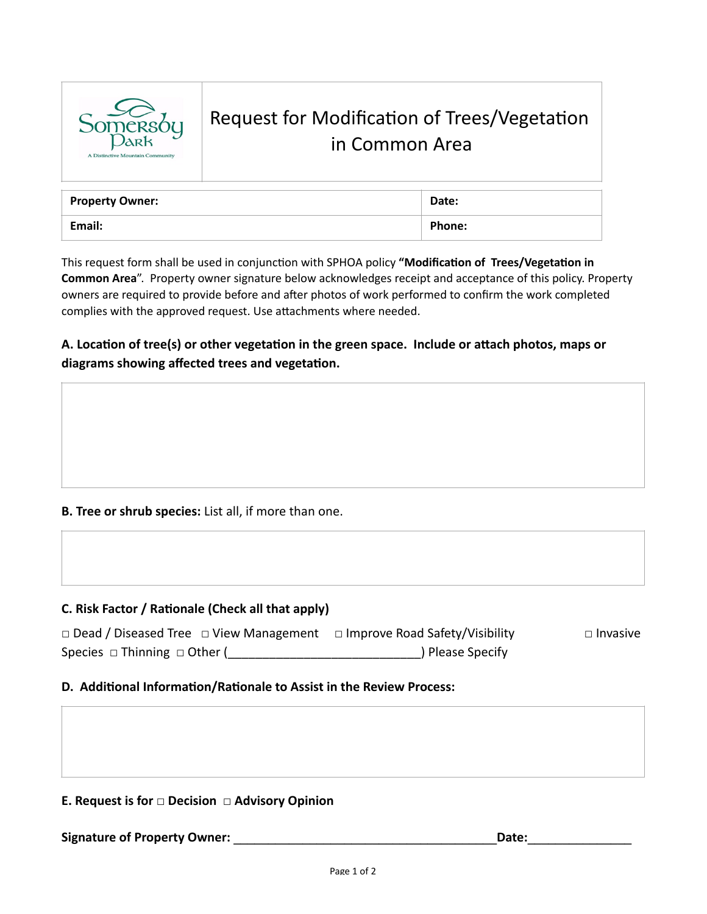| Somersby Park — A Distinctive Mountain Community | Request for Modification of Trees/Vegetation in Common Area |
|---|---|

| **Property Owner:** | **Date:** |
|---|---|
| **Email:** | **Phone:** |

This request form shall be used in conjunction with SPHOA policy **"Modification of Trees/Vegetation in Common Area"**. Property owner signature below acknowledges receipt and acceptance of this policy. Property owners are required to provide before and after photos of work performed to confirm the work completed complies with the approved request. Use attachments where needed.

**A. Location of tree(s) or other vegetation in the green space. Include or attach photos, maps or diagrams showing affected trees and vegetation.**

**B. Tree or shrub species:** List all, if more than one.

**C. Risk Factor / Rationale (Check all that apply)**

□ Dead / Diseased Tree □ View Management □ Improve Road Safety/Visibility □ Invasive Species □ Thinning □ Other (____________________________) Please Specify

**D. Additional Information/Rationale to Assist in the Review Process:**

**E. Request is for □ Decision □ Advisory Opinion**

**Signature of Property Owner:** _______________________________________**Date:**_______________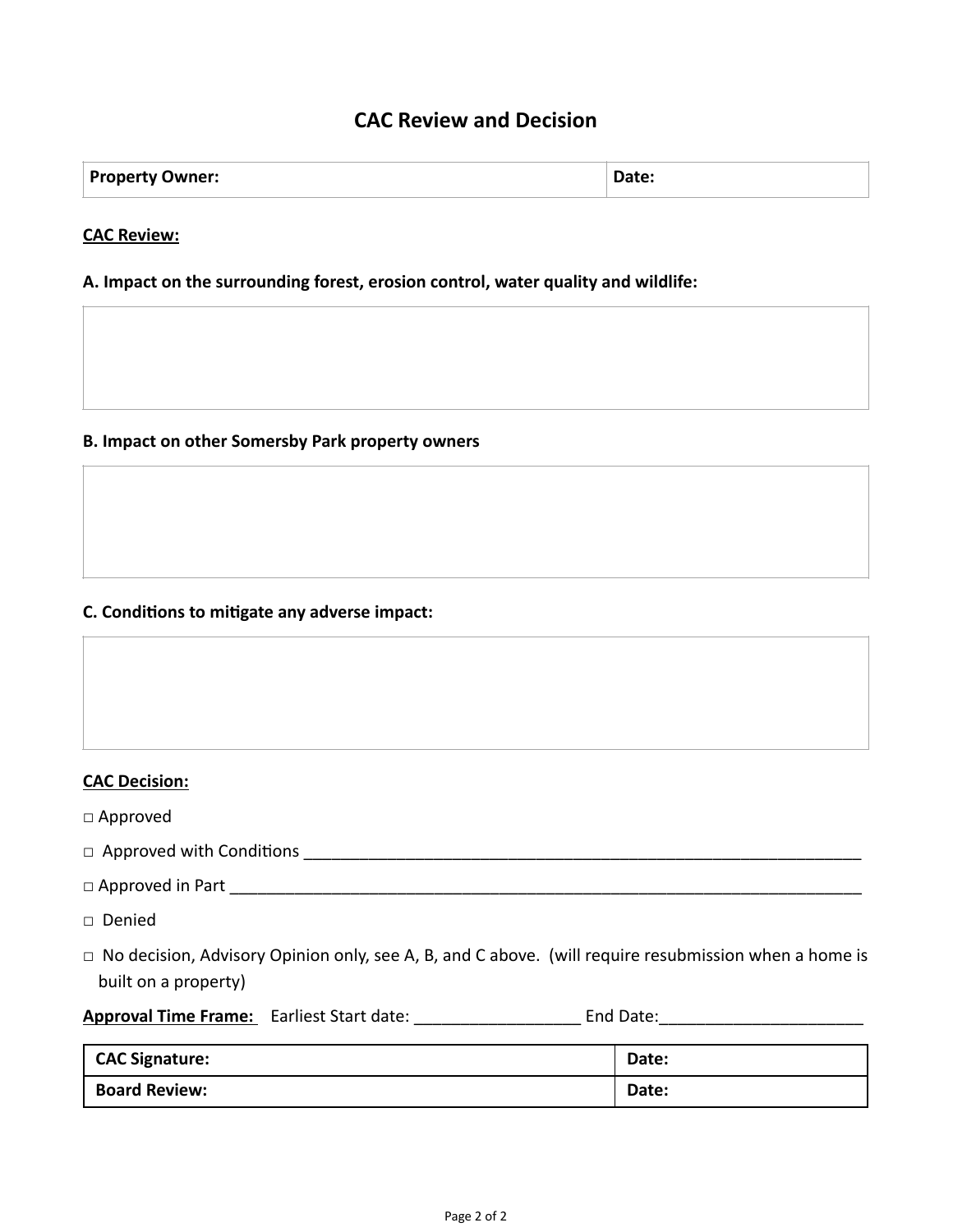# CAC Review and Decision

| **Property Owner:** | **Date:** |
|---|---|

**CAC Review:**

**A. Impact on the surrounding forest, erosion control, water quality and wildlife:**

| |
|---|
| |

**B. Impact on other Somersby Park property owners**

| |
|---|
| |

**C. Conditions to mitigate any adverse impact:**

| |
|---|
| |

**CAC Decision:**

□ Approved

□ Approved with Conditions ____________________________________________________________

□ Approved in Part ____________________________________________________________________

□ Denied

□ No decision, Advisory Opinion only, see A, B, and C above. (will require resubmission when a home is built on a property)

**Approval Time Frame:** Earliest Start date: __________________ End Date:______________________

| **CAC Signature:** | **Date:** |
|---|---|
| **Board Review:** | **Date:** |